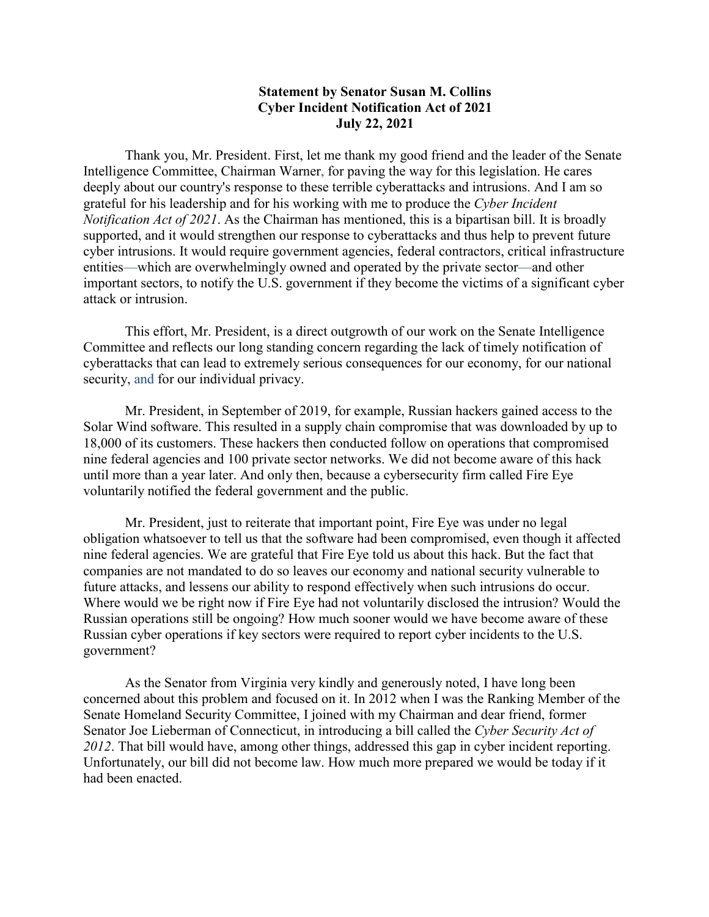**Statement by Senator Susan M. Collins**
**Cyber Incident Notification Act of 2021**
**July 22, 2021**

Thank you, Mr. President. First, let me thank my good friend and the leader of the Senate Intelligence Committee, Chairman Warner, for paving the way for this legislation. He cares deeply about our country's response to these terrible cyberattacks and intrusions. And I am so grateful for his leadership and for his working with me to produce the *Cyber Incident Notification Act of 2021*. As the Chairman has mentioned, this is a bipartisan bill. It is broadly supported, and it would strengthen our response to cyberattacks and thus help to prevent future cyber intrusions. It would require government agencies, federal contractors, critical infrastructure entities—which are overwhelmingly owned and operated by the private sector—and other important sectors, to notify the U.S. government if they become the victims of a significant cyber attack or intrusion.

This effort, Mr. President, is a direct outgrowth of our work on the Senate Intelligence Committee and reflects our long standing concern regarding the lack of timely notification of cyberattacks that can lead to extremely serious consequences for our economy, for our national security, and for our individual privacy.

Mr. President, in September of 2019, for example, Russian hackers gained access to the Solar Wind software. This resulted in a supply chain compromise that was downloaded by up to 18,000 of its customers. These hackers then conducted follow on operations that compromised nine federal agencies and 100 private sector networks. We did not become aware of this hack until more than a year later. And only then, because a cybersecurity firm called Fire Eye voluntarily notified the federal government and the public.

Mr. President, just to reiterate that important point, Fire Eye was under no legal obligation whatsoever to tell us that the software had been compromised, even though it affected nine federal agencies. We are grateful that Fire Eye told us about this hack. But the fact that companies are not mandated to do so leaves our economy and national security vulnerable to future attacks, and lessens our ability to respond effectively when such intrusions do occur. Where would we be right now if Fire Eye had not voluntarily disclosed the intrusion? Would the Russian operations still be ongoing? How much sooner would we have become aware of these Russian cyber operations if key sectors were required to report cyber incidents to the U.S. government?

As the Senator from Virginia very kindly and generously noted, I have long been concerned about this problem and focused on it. In 2012 when I was the Ranking Member of the Senate Homeland Security Committee, I joined with my Chairman and dear friend, former Senator Joe Lieberman of Connecticut, in introducing a bill called the *Cyber Security Act of 2012*. That bill would have, among other things, addressed this gap in cyber incident reporting. Unfortunately, our bill did not become law. How much more prepared we would be today if it had been enacted.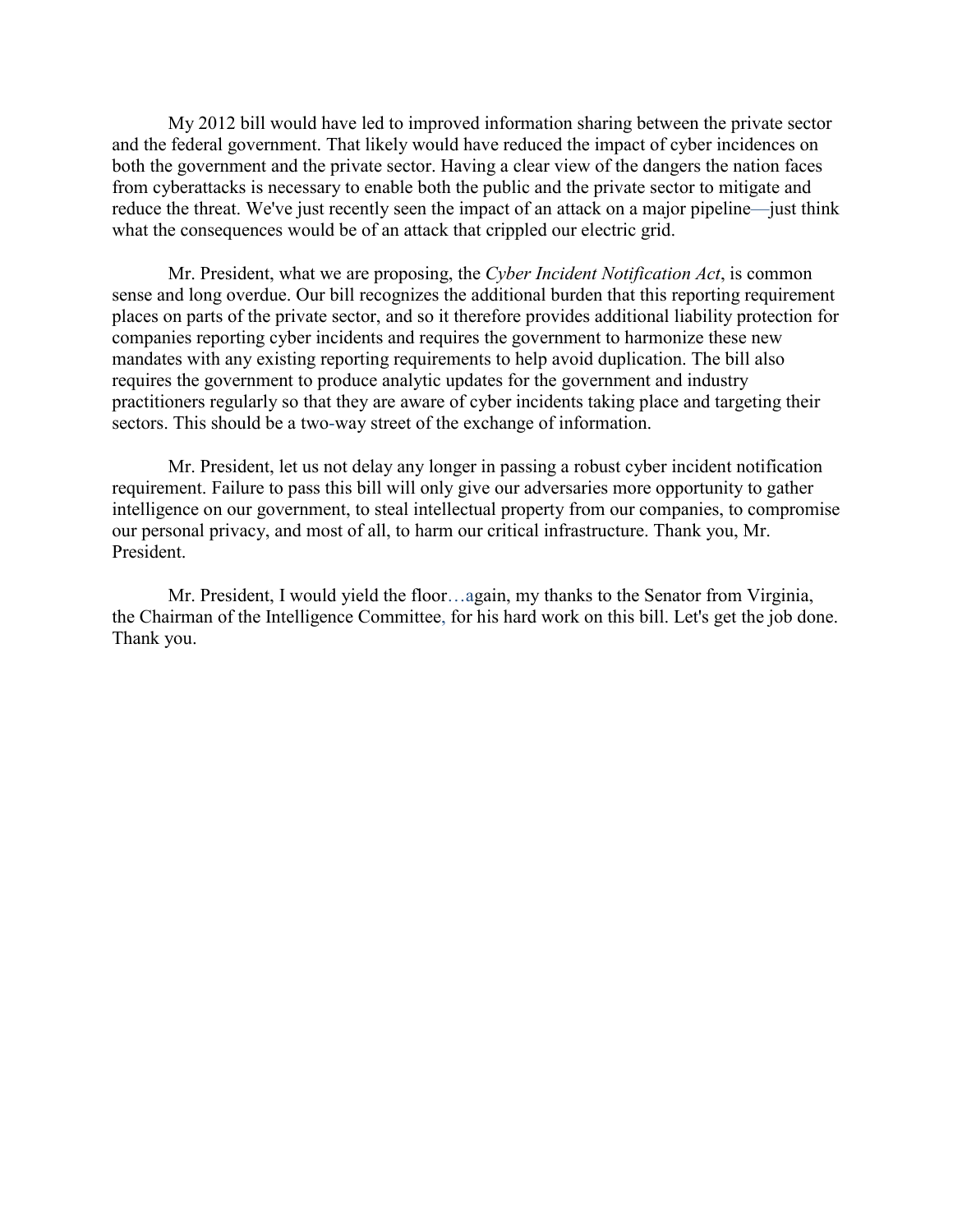My 2012 bill would have led to improved information sharing between the private sector and the federal government. That likely would have reduced the impact of cyber incidences on both the government and the private sector. Having a clear view of the dangers the nation faces from cyberattacks is necessary to enable both the public and the private sector to mitigate and reduce the threat. We've just recently seen the impact of an attack on a major pipeline—just think what the consequences would be of an attack that crippled our electric grid.

Mr. President, what we are proposing, the *Cyber Incident Notification Act*, is common sense and long overdue. Our bill recognizes the additional burden that this reporting requirement places on parts of the private sector, and so it therefore provides additional liability protection for companies reporting cyber incidents and requires the government to harmonize these new mandates with any existing reporting requirements to help avoid duplication. The bill also requires the government to produce analytic updates for the government and industry practitioners regularly so that they are aware of cyber incidents taking place and targeting their sectors. This should be a two-way street of the exchange of information.

Mr. President, let us not delay any longer in passing a robust cyber incident notification requirement. Failure to pass this bill will only give our adversaries more opportunity to gather intelligence on our government, to steal intellectual property from our companies, to compromise our personal privacy, and most of all, to harm our critical infrastructure. Thank you, Mr. President.

Mr. President, I would yield the floor…again, my thanks to the Senator from Virginia, the Chairman of the Intelligence Committee, for his hard work on this bill. Let's get the job done. Thank you.